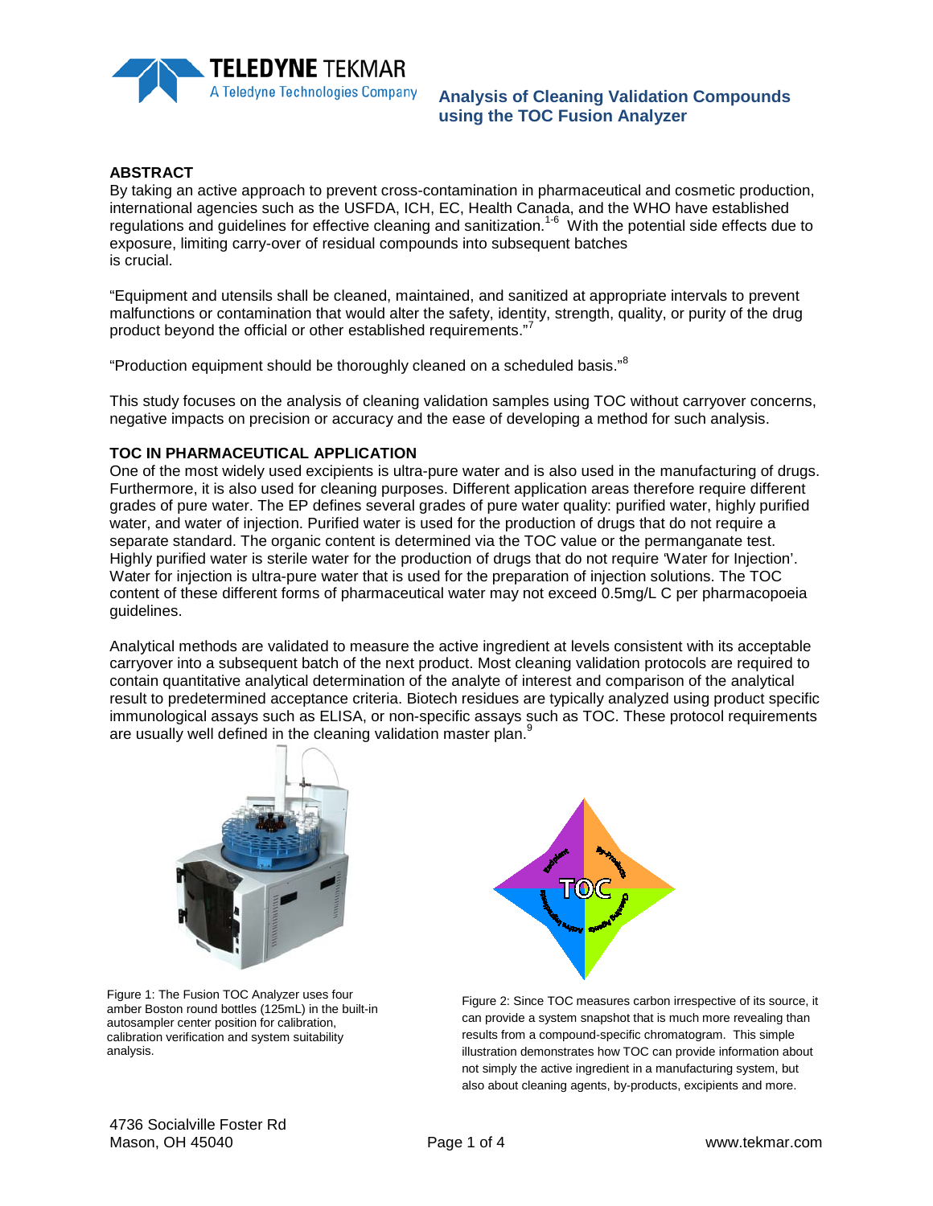# Analysis of Cleaning Validation Compounds using the TOC Fusion Analyzer

## ABSTRACT

By taking an active approach to prevent cross-contamination in pharmaceutical and cosmetic production, international agencies such as the USFDA, ICH, EC, Health Canada, and the WHO have established regulations and guidelines for effective cleaning and sanitization.[1-6] With the potential side effects due to exposure, limiting carry-over of residual compounds into subsequent batches is crucial.

"Equipment and utensils shall be cleaned, maintained, and sanitized at appropriate intervals to prevent malfunctions or contamination that would alter the safety, identity, strength, quality, or purity of the drug product beyond the official or other established requirements."[7]

"Production equipment should be thoroughly cleaned on a scheduled basis."[8]

This study focuses on the analysis of cleaning validation samples using TOC without carryover concerns, negative impacts on precision or accuracy and the ease of developing a method for such analysis.

## TOC IN PHARMACEUTICAL APPLICATION

One of the most widely used excipients is ultra-pure water and is also used in the manufacturing of drugs. Furthermore, it is also used for cleaning purposes. Different application areas therefore require different grades of pure water. The EP defines several grades of pure water quality: purified water, highly purified water, and water of injection. Purified water is used for the production of drugs that do not require a separate standard. The organic content is determined via the TOC value or the permanganate test. Highly purified water is sterile water for the production of drugs that do not require 'Water for Injection'. Water for injection is ultra-pure water that is used for the preparation of injection solutions. The TOC content of these different forms of pharmaceutical water may not exceed 0.5mg/L C per pharmacopoeia guidelines.

Analytical methods are validated to measure the active ingredient at levels consistent with its acceptable carryover into a subsequent batch of the next product. Most cleaning validation protocols are required to contain quantitative analytical determination of the analyte of interest and comparison of the analytical result to predetermined acceptance criteria. Biotech residues are typically analyzed using product specific immunological assays such as ELISA, or non-specific assays such as TOC. These protocol requirements are usually well defined in the cleaning validation master plan.[9]

Figure 1: The Fusion TOC Analyzer uses four amber Boston round bottles (125mL) in the built-in autosampler center position for calibration, calibration verification and system suitability analysis.

Figure 2: Since TOC measures carbon irrespective of its source, it can provide a system snapshot that is much more revealing than results from a compound-specific chromatogram. This simple illustration demonstrates how TOC can provide information about not simply the active ingredient in a manufacturing system, but also about cleaning agents, by-products, excipients and more.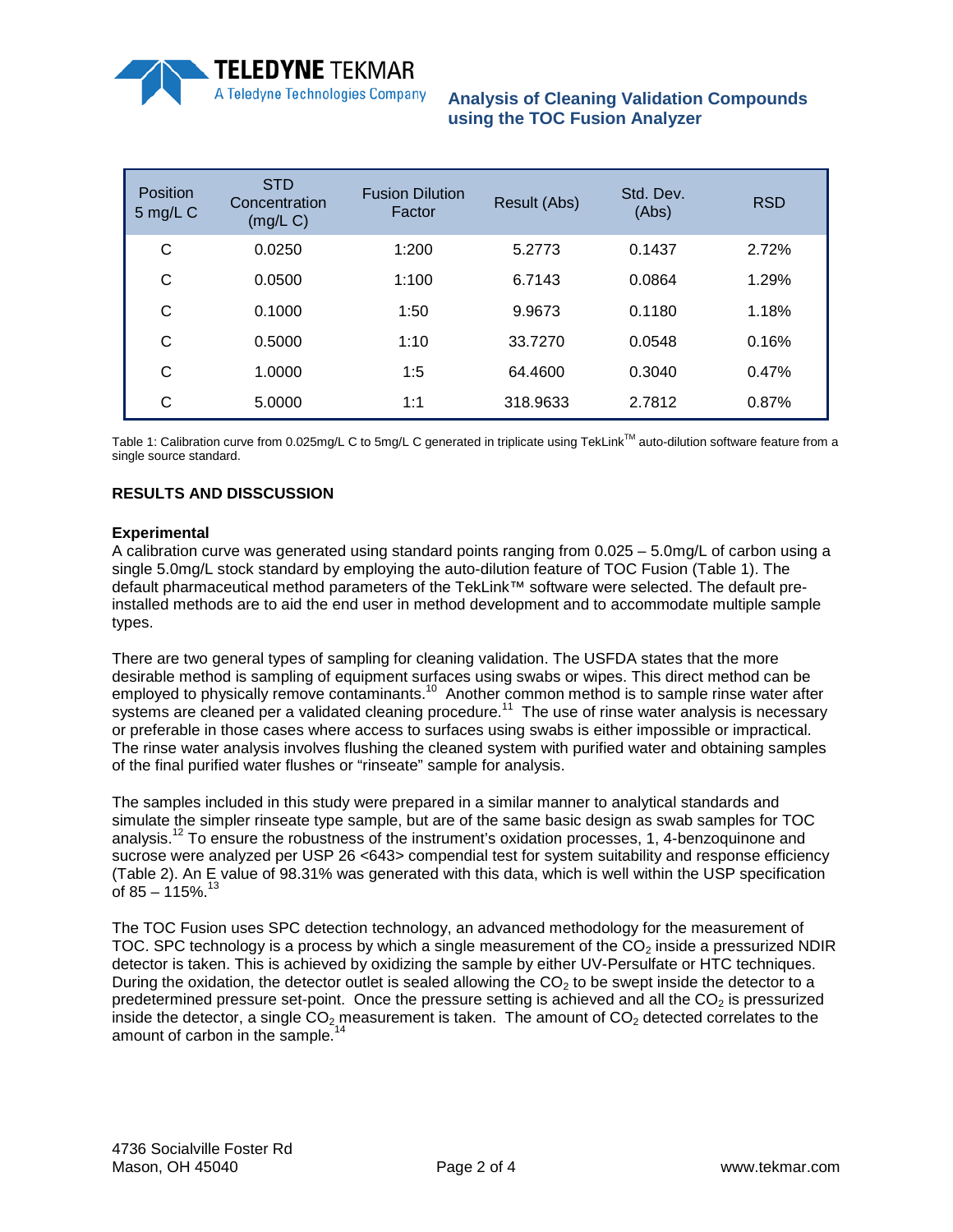| Position 5 mg/L C | STD Concentration (mg/L C) | Fusion Dilution Factor | Result (Abs) | Std. Dev. (Abs) | RSD |
|---|---|---|---|---|---|
| C | 0.0250 | 1:200 | 5.2773 | 0.1437 | 2.72% |
| C | 0.0500 | 1:100 | 6.7143 | 0.0864 | 1.29% |
| C | 0.1000 | 1:50 | 9.9673 | 0.1180 | 1.18% |
| C | 0.5000 | 1:10 | 33.7270 | 0.0548 | 0.16% |
| C | 1.0000 | 1:5 | 64.4600 | 0.3040 | 0.47% |
| C | 5.0000 | 1:1 | 318.9633 | 2.7812 | 0.87% |

Table 1: Calibration curve from 0.025mg/L C to 5mg/L C generated in triplicate using TekLink™ auto-dilution software feature from a single source standard.

## RESULTS AND DISSCUSSION

### Experimental

A calibration curve was generated using standard points ranging from 0.025 – 5.0mg/L of carbon using a single 5.0mg/L stock standard by employing the auto-dilution feature of TOC Fusion (Table 1). The default pharmaceutical method parameters of the TekLink™ software were selected. The default pre-installed methods are to aid the end user in method development and to accommodate multiple sample types.

There are two general types of sampling for cleaning validation. The USFDA states that the more desirable method is sampling of equipment surfaces using swabs or wipes. This direct method can be employed to physically remove contaminants.[10] Another common method is to sample rinse water after systems are cleaned per a validated cleaning procedure.[11] The use of rinse water analysis is necessary or preferable in those cases where access to surfaces using swabs is either impossible or impractical. The rinse water analysis involves flushing the cleaned system with purified water and obtaining samples of the final purified water flushes or "rinseate" sample for analysis.

The samples included in this study were prepared in a similar manner to analytical standards and simulate the simpler rinseate type sample, but are of the same basic design as swab samples for TOC analysis.[12] To ensure the robustness of the instrument's oxidation processes, 1, 4-benzoquinone and sucrose were analyzed per USP 26 <643> compendial test for system suitability and response efficiency (Table 2). An E value of 98.31% was generated with this data, which is well within the USP specification of 85 – 115%.[13]

The TOC Fusion uses SPC detection technology, an advanced methodology for the measurement of TOC. SPC technology is a process by which a single measurement of the $CO_2$ inside a pressurized NDIR detector is taken. This is achieved by oxidizing the sample by either UV-Persulfate or HTC techniques. During the oxidation, the detector outlet is sealed allowing the $CO_2$ to be swept inside the detector to a predetermined pressure set-point. Once the pressure setting is achieved and all the $CO_2$ is pressurized inside the detector, a single $CO_2$ measurement is taken. The amount of $CO_2$ detected correlates to the amount of carbon in the sample.[14]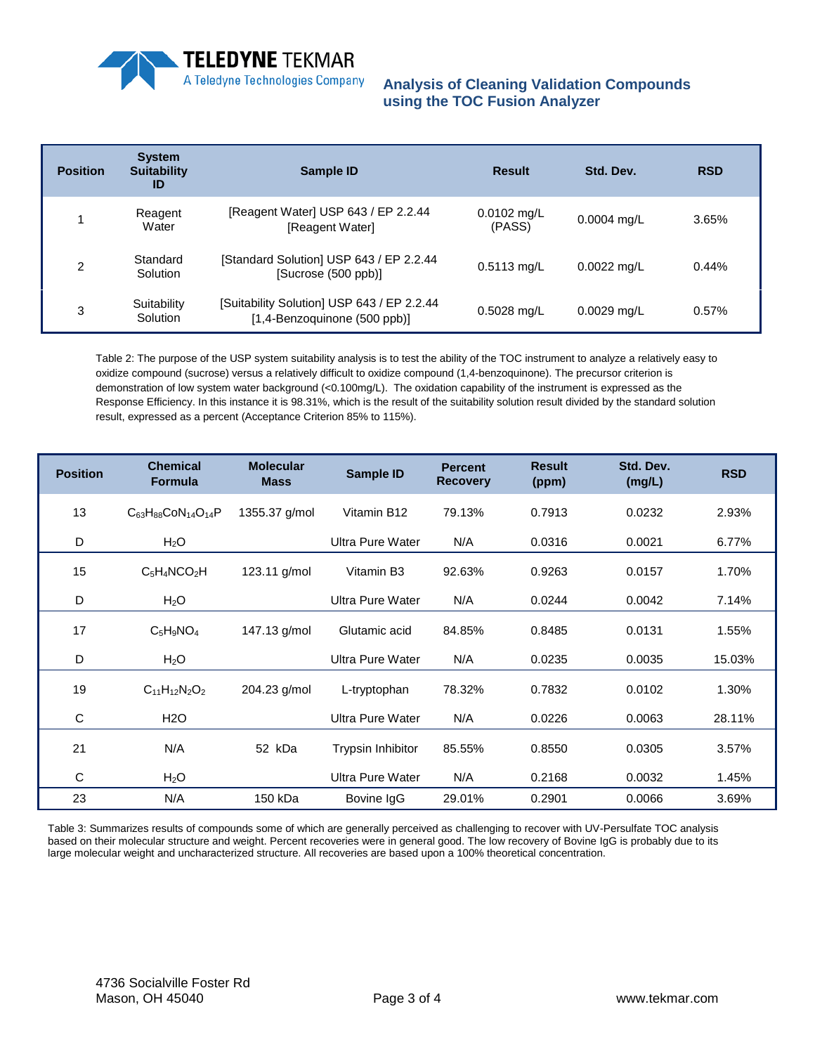| Position | System Suitability ID | Sample ID | Result | Std. Dev. | RSD |
|---|---|---|---|---|---|
| 1 | Reagent Water | [Reagent Water] USP 643 / EP 2.2.44 [Reagent Water] | 0.0102 mg/L (PASS) | 0.0004 mg/L | 3.65% |
| 2 | Standard Solution | [Standard Solution] USP 643 / EP 2.2.44 [Sucrose (500 ppb)] | 0.5113 mg/L | 0.0022 mg/L | 0.44% |
| 3 | Suitability Solution | [Suitability Solution] USP 643 / EP 2.2.44 [1,4-Benzoquinone (500 ppb)] | 0.5028 mg/L | 0.0029 mg/L | 0.57% |

Table 2: The purpose of the USP system suitability analysis is to test the ability of the TOC instrument to analyze a relatively easy to oxidize compound (sucrose) versus a relatively difficult to oxidize compound (1,4-benzoquinone). The precursor criterion is demonstration of low system water background (<0.100mg/L). The oxidation capability of the instrument is expressed as the Response Efficiency. In this instance it is 98.31%, which is the result of the suitability solution result divided by the standard solution result, expressed as a percent (Acceptance Criterion 85% to 115%).

| Position | Chemical Formula | Molecular Mass | Sample ID | Percent Recovery | Result (ppm) | Std. Dev. (mg/L) | RSD |
|---|---|---|---|---|---|---|---|
| 13 | $C_{63}H_{88}CoN_{14}O_{14}P$ | 1355.37 g/mol | Vitamin B12 | 79.13% | 0.7913 | 0.0232 | 2.93% |
| D | $H_2O$ | | Ultra Pure Water | N/A | 0.0316 | 0.0021 | 6.77% |
| 15 | $C_5H_4NCO_2H$ | 123.11 g/mol | Vitamin B3 | 92.63% | 0.9263 | 0.0157 | 1.70% |
| D | $H_2O$ | | Ultra Pure Water | N/A | 0.0244 | 0.0042 | 7.14% |
| 17 | $C_5H_9NO_4$ | 147.13 g/mol | Glutamic acid | 84.85% | 0.8485 | 0.0131 | 1.55% |
| D | $H_2O$ | | Ultra Pure Water | N/A | 0.0235 | 0.0035 | 15.03% |
| 19 | $C_{11}H_{12}N_2O_2$ | 204.23 g/mol | L-tryptophan | 78.32% | 0.7832 | 0.0102 | 1.30% |
| C | H2O | | Ultra Pure Water | N/A | 0.0226 | 0.0063 | 28.11% |
| 21 | N/A | 52 kDa | Trypsin Inhibitor | 85.55% | 0.8550 | 0.0305 | 3.57% |
| C | $H_2O$ | | Ultra Pure Water | N/A | 0.2168 | 0.0032 | 1.45% |
| 23 | N/A | 150 kDa | Bovine IgG | 29.01% | 0.2901 | 0.0066 | 3.69% |

Table 3: Summarizes results of compounds some of which are generally perceived as challenging to recover with UV-Persulfate TOC analysis based on their molecular structure and weight. Percent recoveries were in general good. The low recovery of Bovine IgG is probably due to its large molecular weight and uncharacterized structure. All recoveries are based upon a 100% theoretical concentration.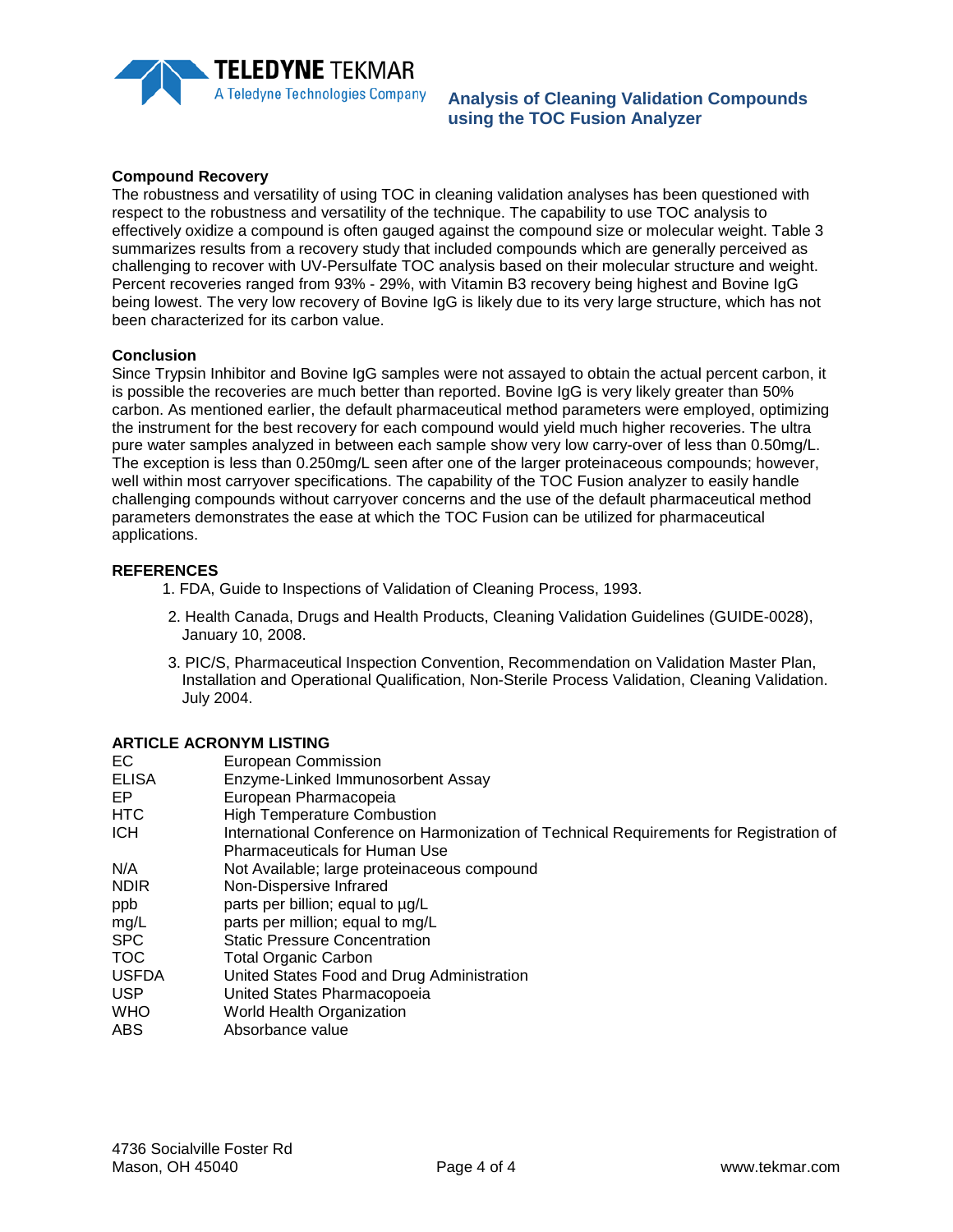## Compound Recovery

The robustness and versatility of using TOC in cleaning validation analyses has been questioned with respect to the robustness and versatility of the technique. The capability to use TOC analysis to effectively oxidize a compound is often gauged against the compound size or molecular weight. Table 3 summarizes results from a recovery study that included compounds which are generally perceived as challenging to recover with UV-Persulfate TOC analysis based on their molecular structure and weight. Percent recoveries ranged from 93% - 29%, with Vitamin B3 recovery being highest and Bovine IgG being lowest. The very low recovery of Bovine IgG is likely due to its very large structure, which has not been characterized for its carbon value.

## Conclusion

Since Trypsin Inhibitor and Bovine IgG samples were not assayed to obtain the actual percent carbon, it is possible the recoveries are much better than reported. Bovine IgG is very likely greater than 50% carbon. As mentioned earlier, the default pharmaceutical method parameters were employed, optimizing the instrument for the best recovery for each compound would yield much higher recoveries. The ultra pure water samples analyzed in between each sample show very low carry-over of less than 0.50mg/L. The exception is less than 0.250mg/L seen after one of the larger proteinaceous compounds; however, well within most carryover specifications. The capability of the TOC Fusion analyzer to easily handle challenging compounds without carryover concerns and the use of the default pharmaceutical method parameters demonstrates the ease at which the TOC Fusion can be utilized for pharmaceutical applications.

## REFERENCES

1. FDA, Guide to Inspections of Validation of Cleaning Process, 1993.
2. Health Canada, Drugs and Health Products, Cleaning Validation Guidelines (GUIDE-0028), January 10, 2008.
3. PIC/S, Pharmaceutical Inspection Convention, Recommendation on Validation Master Plan, Installation and Operational Qualification, Non-Sterile Process Validation, Cleaning Validation. July 2004.

## ARTICLE ACRONYM LISTING

| | |
|---|---|
| EC | European Commission |
| ELISA | Enzyme-Linked Immunosorbent Assay |
| EP | European Pharmacopeia |
| HTC | High Temperature Combustion |
| ICH | International Conference on Harmonization of Technical Requirements for Registration of Pharmaceuticals for Human Use |
| N/A | Not Available; large proteinaceous compound |
| NDIR | Non-Dispersive Infrared |
| ppb | parts per billion; equal to µg/L |
| mg/L | parts per million; equal to mg/L |
| SPC | Static Pressure Concentration |
| TOC | Total Organic Carbon |
| USFDA | United States Food and Drug Administration |
| USP | United States Pharmacopoeia |
| WHO | World Health Organization |
| ABS | Absorbance value |